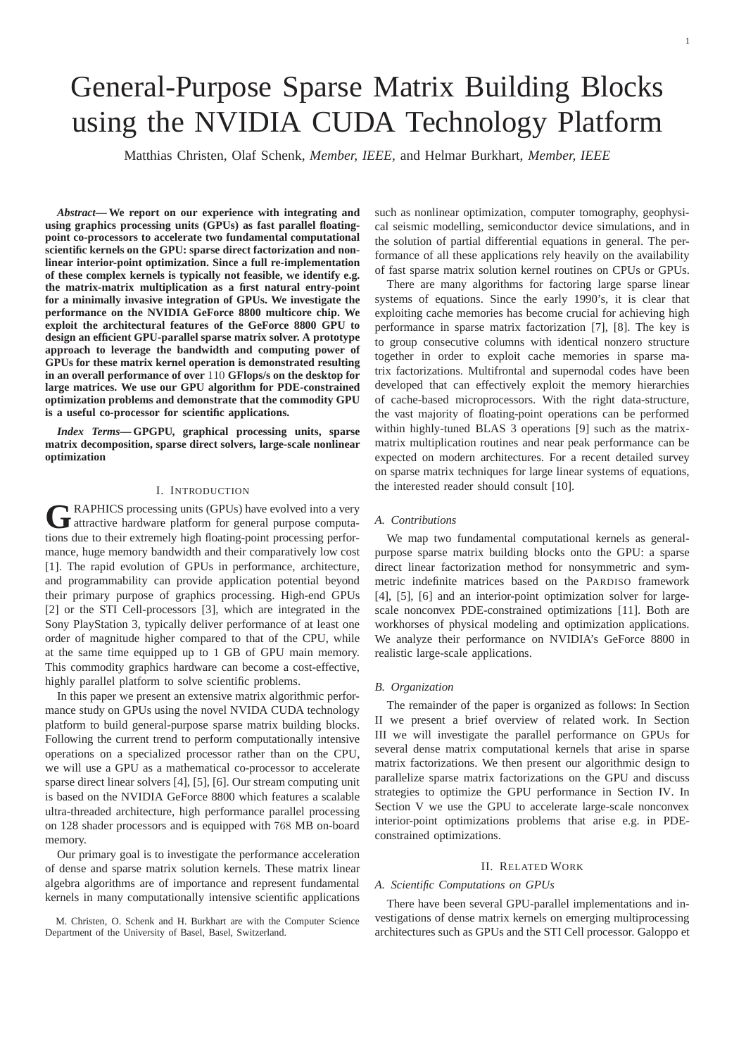# General-Purpose Sparse Matrix Building Blocks using the NVIDIA CUDA Technology Platform

Matthias Christen, Olaf Schenk, *Member, IEEE,* and Helmar Burkhart, *Member, IEEE*

***Abstract*— We report on our experience with integrating and using graphics processing units (GPUs) as fast parallel floating-point co-processors to accelerate two fundamental computational scientific kernels on the GPU: sparse direct factorization and nonlinear interior-point optimization. Since a full re-implementation of these complex kernels is typically not feasible, we identify e.g. the matrix-matrix multiplication as a first natural entry-point for a minimally invasive integration of GPUs. We investigate the performance on the NVIDIA GeForce 8800 multicore chip. We exploit the architectural features of the GeForce 8800 GPU to design an efficient GPU-parallel sparse matrix solver. A prototype approach to leverage the bandwidth and computing power of GPUs for these matrix kernel operation is demonstrated resulting in an overall performance of over 110 GFlops/s on the desktop for large matrices. We use our GPU algorithm for PDE-constrained optimization problems and demonstrate that the commodity GPU is a useful co-processor for scientific applications.**

***Index Terms*— GPGPU, graphical processing units, sparse matrix decomposition, sparse direct solvers, large-scale nonlinear optimization**

## I. Introduction

GRAPHICS processing units (GPUs) have evolved into a very attractive hardware platform for general purpose computations due to their extremely high floating-point processing performance, huge memory bandwidth and their comparatively low cost [1]. The rapid evolution of GPUs in performance, architecture, and programmability can provide application potential beyond their primary purpose of graphics processing. High-end GPUs [2] or the STI Cell-processors [3], which are integrated in the Sony PlayStation 3, typically deliver performance of at least one order of magnitude higher compared to that of the CPU, while at the same time equipped up to 1 GB of GPU main memory. This commodity graphics hardware can become a cost-effective, highly parallel platform to solve scientific problems.

In this paper we present an extensive matrix algorithmic performance study on GPUs using the novel NVIDA CUDA technology platform to build general-purpose sparse matrix building blocks. Following the current trend to perform computationally intensive operations on a specialized processor rather than on the CPU, we will use a GPU as a mathematical co-processor to accelerate sparse direct linear solvers [4], [5], [6]. Our stream computing unit is based on the NVIDIA GeForce 8800 which features a scalable ultra-threaded architecture, high performance parallel processing on 128 shader processors and is equipped with 768 MB on-board memory.

Our primary goal is to investigate the performance acceleration of dense and sparse matrix solution kernels. These matrix linear algebra algorithms are of importance and represent fundamental kernels in many computationally intensive scientific applications such as nonlinear optimization, computer tomography, geophysical seismic modelling, semiconductor device simulations, and in the solution of partial differential equations in general. The performance of all these applications rely heavily on the availability of fast sparse matrix solution kernel routines on CPUs or GPUs.

M. Christen, O. Schenk and H. Burkhart are with the Computer Science Department of the University of Basel, Basel, Switzerland.

There are many algorithms for factoring large sparse linear systems of equations. Since the early 1990's, it is clear that exploiting cache memories has become crucial for achieving high performance in sparse matrix factorization [7], [8]. The key is to group consecutive columns with identical nonzero structure together in order to exploit cache memories in sparse matrix factorizations. Multifrontal and supernodal codes have been developed that can effectively exploit the memory hierarchies of cache-based microprocessors. With the right data-structure, the vast majority of floating-point operations can be performed within highly-tuned BLAS 3 operations [9] such as the matrix-matrix multiplication routines and near peak performance can be expected on modern architectures. For a recent detailed survey on sparse matrix techniques for large linear systems of equations, the interested reader should consult [10].

### A. Contributions

We map two fundamental computational kernels as general-purpose sparse matrix building blocks onto the GPU: a sparse direct linear factorization method for nonsymmetric and symmetric indefinite matrices based on the PARDISO framework [4], [5], [6] and an interior-point optimization solver for large-scale nonconvex PDE-constrained optimizations [11]. Both are workhorses of physical modeling and optimization applications. We analyze their performance on NVIDIA's GeForce 8800 in realistic large-scale applications.

### B. Organization

The remainder of the paper is organized as follows: In Section II we present a brief overview of related work. In Section III we will investigate the parallel performance on GPUs for several dense matrix computational kernels that arise in sparse matrix factorizations. We then present our algorithmic design to parallelize sparse matrix factorizations on the GPU and discuss strategies to optimize the GPU performance in Section IV. In Section V we use the GPU to accelerate large-scale nonconvex interior-point optimizations problems that arise e.g. in PDE-constrained optimizations.

## II. Related Work

### A. Scientific Computations on GPUs

There have been several GPU-parallel implementations and investigations of dense matrix kernels on emerging multiprocessing architectures such as GPUs and the STI Cell processor. Galoppo et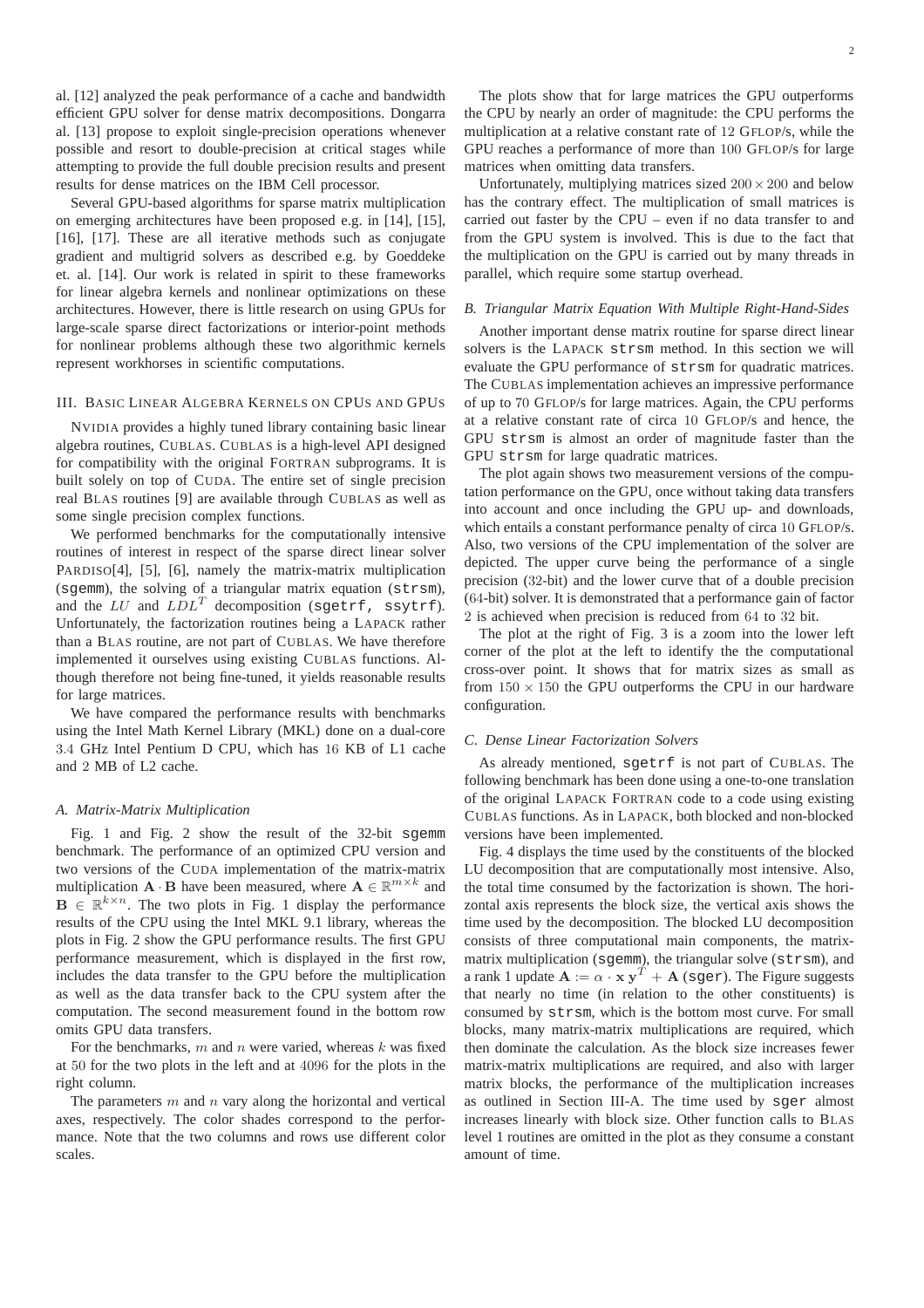al. [12] analyzed the peak performance of a cache and bandwidth efficient GPU solver for dense matrix decompositions. Dongarra al. [13] propose to exploit single-precision operations whenever possible and resort to double-precision at critical stages while attempting to provide the full double precision results and present results for dense matrices on the IBM Cell processor.

Several GPU-based algorithms for sparse matrix multiplication on emerging architectures have been proposed e.g. in [14], [15], [16], [17]. These are all iterative methods such as conjugate gradient and multigrid solvers as described e.g. by Goeddeke et. al. [14]. Our work is related in spirit to these frameworks for linear algebra kernels and nonlinear optimizations on these architectures. However, there is little research on using GPUs for large-scale sparse direct factorizations or interior-point methods for nonlinear problems although these two algorithmic kernels represent workhorses in scientific computations.

## III. Basic Linear Algebra Kernels on CPUs and GPUs

NVIDIA provides a highly tuned library containing basic linear algebra routines, CUBLAS. CUBLAS is a high-level API designed for compatibility with the original FORTRAN subprograms. It is built solely on top of CUDA. The entire set of single precision real BLAS routines [9] are available through CUBLAS as well as some single precision complex functions.

We performed benchmarks for the computationally intensive routines of interest in respect of the sparse direct linear solver PARDISO[4], [5], [6], namely the matrix-matrix multiplication (`sgemm`), the solving of a triangular matrix equation (`strsm`), and the $LU$ and $LDL^T$ decomposition (`sgetrf, ssytrf`). Unfortunately, the factorization routines being a LAPACK rather than a BLAS routine, are not part of CUBLAS. We have therefore implemented it ourselves using existing CUBLAS functions. Although therefore not being fine-tuned, it yields reasonable results for large matrices.

We have compared the performance results with benchmarks using the Intel Math Kernel Library (MKL) done on a dual-core 3.4 GHz Intel Pentium D CPU, which has 16 KB of L1 cache and 2 MB of L2 cache.

### A. Matrix-Matrix Multiplication

Fig. 1 and Fig. 2 show the result of the 32-bit `sgemm` benchmark. The performance of an optimized CPU version and two versions of the CUDA implementation of the matrix-matrix multiplication $\mathbf{A} \cdot \mathbf{B}$ have been measured, where $\mathbf{A} \in \mathbb{R}^{m \times k}$ and $\mathbf{B} \in \mathbb{R}^{k \times n}$. The two plots in Fig. 1 display the performance results of the CPU using the Intel MKL 9.1 library, whereas the plots in Fig. 2 show the GPU performance results. The first GPU performance measurement, which is displayed in the first row, includes the data transfer to the GPU before the multiplication as well as the data transfer back to the CPU system after the computation. The second measurement found in the bottom row omits GPU data transfers.

For the benchmarks, $m$ and $n$ were varied, whereas $k$ was fixed at 50 for the two plots in the left and at 4096 for the plots in the right column.

The parameters $m$ and $n$ vary along the horizontal and vertical axes, respectively. The color shades correspond to the performance. Note that the two columns and rows use different color scales.

The plots show that for large matrices the GPU outperforms the CPU by nearly an order of magnitude: the CPU performs the multiplication at a relative constant rate of 12 GFLOP/s, while the GPU reaches a performance of more than 100 GFLOP/s for large matrices when omitting data transfers.

Unfortunately, multiplying matrices sized $200 \times 200$ and below has the contrary effect. The multiplication of small matrices is carried out faster by the CPU – even if no data transfer to and from the GPU system is involved. This is due to the fact that the multiplication on the GPU is carried out by many threads in parallel, which require some startup overhead.

### B. Triangular Matrix Equation With Multiple Right-Hand-Sides

Another important dense matrix routine for sparse direct linear solvers is the LAPACK `strsm` method. In this section we will evaluate the GPU performance of `strsm` for quadratic matrices. The CUBLAS implementation achieves an impressive performance of up to 70 GFLOP/s for large matrices. Again, the CPU performs at a relative constant rate of circa 10 GFLOP/s and hence, the GPU `strsm` is almost an order of magnitude faster than the GPU `strsm` for large quadratic matrices.

The plot again shows two measurement versions of the computation performance on the GPU, once without taking data transfers into account and once including the GPU up- and downloads, which entails a constant performance penalty of circa 10 GFLOP/s. Also, two versions of the CPU implementation of the solver are depicted. The upper curve being the performance of a single precision (32-bit) and the lower curve that of a double precision (64-bit) solver. It is demonstrated that a performance gain of factor 2 is achieved when precision is reduced from 64 to 32 bit.

The plot at the right of Fig. 3 is a zoom into the lower left corner of the plot at the left to identify the the computational cross-over point. It shows that for matrix sizes as small as from $150 \times 150$ the GPU outperforms the CPU in our hardware configuration.

### C. Dense Linear Factorization Solvers

As already mentioned, `sgetrf` is not part of CUBLAS. The following benchmark has been done using a one-to-one translation of the original LAPACK FORTRAN code to a code using existing CUBLAS functions. As in LAPACK, both blocked and non-blocked versions have been implemented.

Fig. 4 displays the time used by the constituents of the blocked LU decomposition that are computationally most intensive. Also, the total time consumed by the factorization is shown. The horizontal axis represents the block size, the vertical axis shows the time used by the decomposition. The blocked LU decomposition consists of three computational main components, the matrix-matrix multiplication (`sgemm`), the triangular solve (`strsm`), and a rank 1 update $\mathbf{A} := \alpha \cdot \mathbf{x}\,\mathbf{y}^T + \mathbf{A}$ (`sger`). The Figure suggests that nearly no time (in relation to the other constituents) is consumed by `strsm`, which is the bottom most curve. For small blocks, many matrix-matrix multiplications are required, which then dominate the calculation. As the block size increases fewer matrix-matrix multiplications are required, and also with larger matrix blocks, the performance of the multiplication increases as outlined in Section III-A. The time used by `sger` almost increases linearly with block size. Other function calls to BLAS level 1 routines are omitted in the plot as they consume a constant amount of time.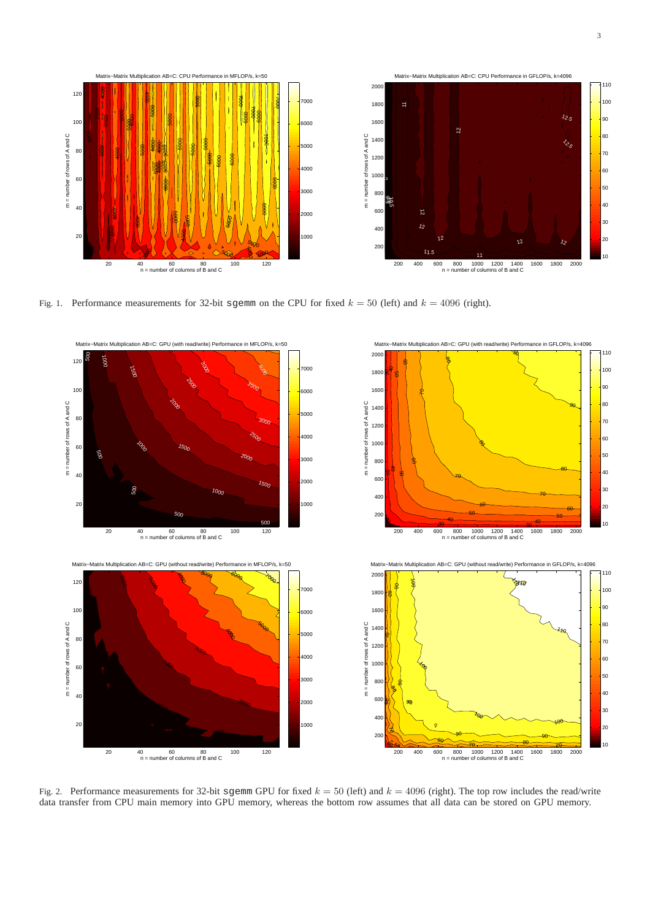Fig. 1. Performance measurements for 32-bit `sgemm` on the CPU for fixed $k = 50$ (left) and $k = 4096$ (right).

Fig. 2. Performance measurements for 32-bit `sgemm` GPU for fixed $k = 50$ (left) and $k = 4096$ (right). The top row includes the read/write data transfer from CPU main memory into GPU memory, whereas the bottom row assumes that all data can be stored on GPU memory.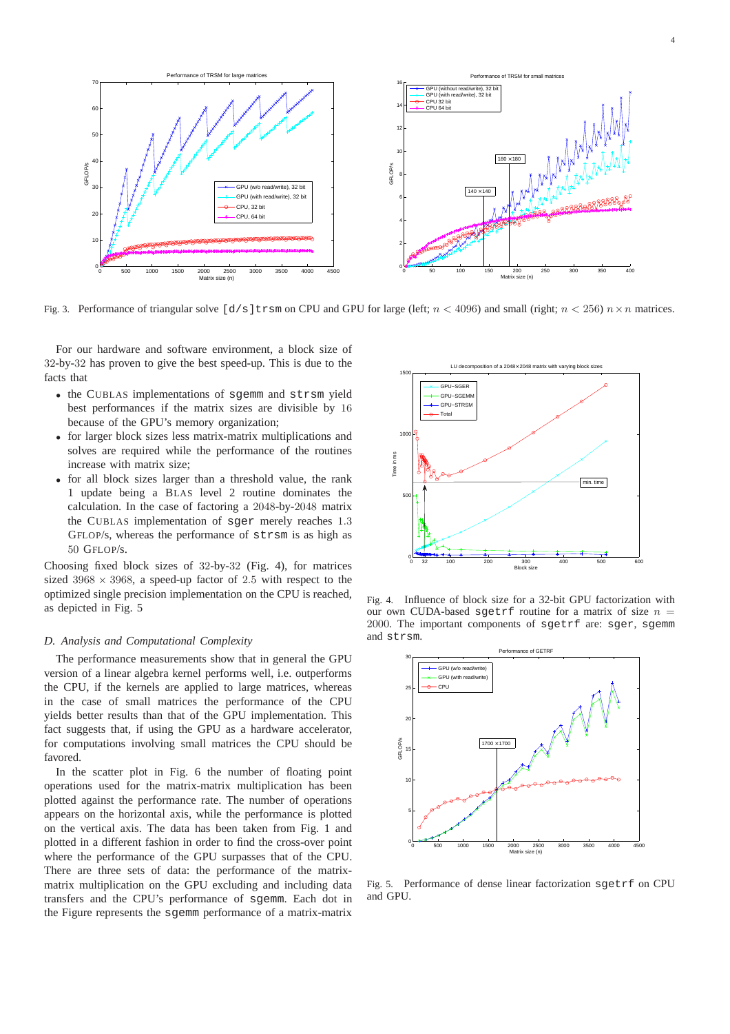Fig. 3. Performance of triangular solve `[d/s]trsm` on CPU and GPU for large (left; $n < 4096$) and small (right; $n < 256$) $n \times n$ matrices.

For our hardware and software environment, a block size of 32-by-32 has proven to give the best speed-up. This is due to the facts that

- the CUBLAS implementations of `sgemm` and `strsm` yield best performances if the matrix sizes are divisible by 16 because of the GPU's memory organization;
- for larger block sizes less matrix-matrix multiplications and solves are required while the performance of the routines increase with matrix size;
- for all block sizes larger than a threshold value, the rank 1 update being a BLAS level 2 routine dominates the calculation. In the case of factoring a 2048-by-2048 matrix the CUBLAS implementation of `sger` merely reaches 1.3 GFLOP/s, whereas the performance of `strsm` is as high as 50 GFLOP/s.

Choosing fixed block sizes of 32-by-32 (Fig. 4), for matrices sized $3968 \times 3968$, a speed-up factor of 2.5 with respect to the optimized single precision implementation on the CPU is reached, as depicted in Fig. 5

### D. Analysis and Computational Complexity

The performance measurements show that in general the GPU version of a linear algebra kernel performs well, i.e. outperforms the CPU, if the kernels are applied to large matrices, whereas in the case of small matrices the performance of the CPU yields better results than that of the GPU implementation. This fact suggests that, if using the GPU as a hardware accelerator, for computations involving small matrices the CPU should be favored.

In the scatter plot in Fig. 6 the number of floating point operations used for the matrix-matrix multiplication has been plotted against the performance rate. The number of operations appears on the horizontal axis, while the performance is plotted on the vertical axis. The data has been taken from Fig. 1 and plotted in a different fashion in order to find the cross-over point where the performance of the GPU surpasses that of the CPU. There are three sets of data: the performance of the matrix-matrix multiplication on the GPU excluding and including data transfers and the CPU's performance of `sgemm`. Each dot in the Figure represents the `sgemm` performance of a matrix-matrix

Fig. 4. Influence of block size for a 32-bit GPU factorization with our own CUDA-based `sgetrf` routine for a matrix of size $n = 2000$. The important components of `sgetrf` are: `sger`, `sgemm` and `strsm`.

Fig. 5. Performance of dense linear factorization `sgetrf` on CPU and GPU.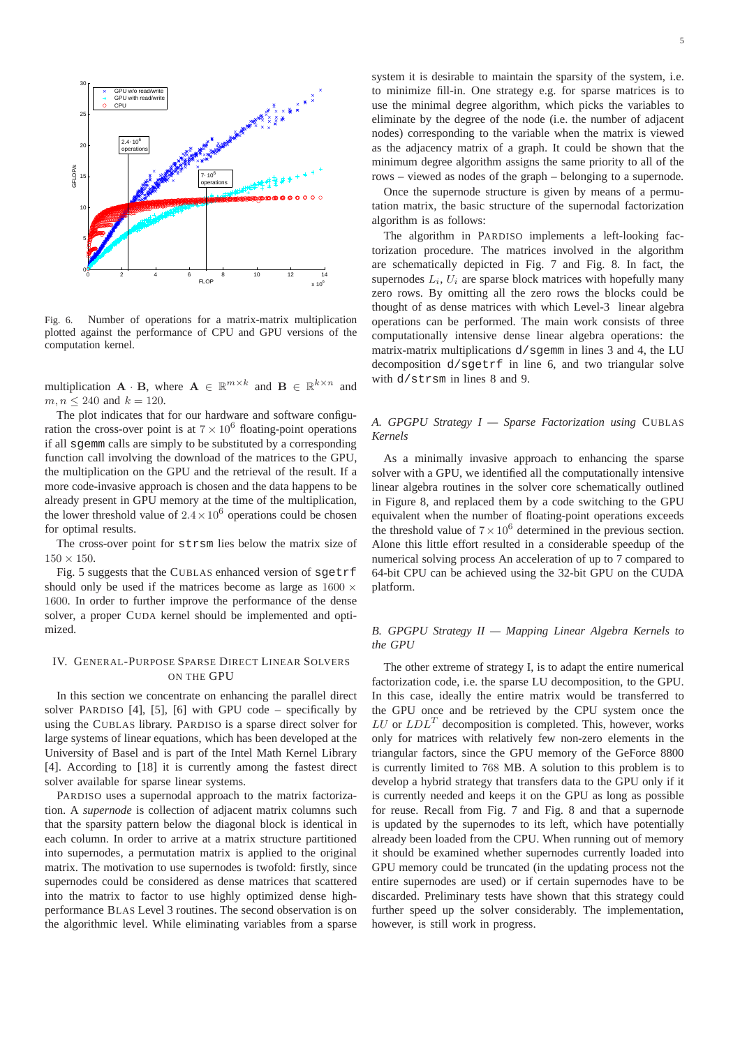Fig. 6. Number of operations for a matrix-matrix multiplication plotted against the performance of CPU and GPU versions of the computation kernel.

multiplication $\mathbf{A} \cdot \mathbf{B}$, where $\mathbf{A} \in \mathbb{R}^{m \times k}$ and $\mathbf{B} \in \mathbb{R}^{k \times n}$ and $m, n \leq 240$ and $k = 120$.

The plot indicates that for our hardware and software configuration the cross-over point is at $7 \times 10^6$ floating-point operations if all `sgemm` calls are simply to be substituted by a corresponding function call involving the download of the matrices to the GPU, the multiplication on the GPU and the retrieval of the result. If a more code-invasive approach is chosen and the data happens to be already present in GPU memory at the time of the multiplication, the lower threshold value of $2.4 \times 10^6$ operations could be chosen for optimal results.

The cross-over point for `strsm` lies below the matrix size of $150 \times 150$.

Fig. 5 suggests that the CUBLAS enhanced version of `sgetrf` should only be used if the matrices become as large as $1600 \times 1600$. In order to further improve the performance of the dense solver, a proper CUDA kernel should be implemented and optimized.

## IV. General-Purpose Sparse Direct Linear Solvers on the GPU

In this section we concentrate on enhancing the parallel direct solver PARDISO [4], [5], [6] with GPU code – specifically by using the CUBLAS library. PARDISO is a sparse direct solver for large systems of linear equations, which has been developed at the University of Basel and is part of the Intel Math Kernel Library [4]. According to [18] it is currently among the fastest direct solver available for sparse linear systems.

PARDISO uses a supernodal approach to the matrix factorization. A *supernode* is collection of adjacent matrix columns such that the sparsity pattern below the diagonal block is identical in each column. In order to arrive at a matrix structure partitioned into supernodes, a permutation matrix is applied to the original matrix. The motivation to use supernodes is twofold: firstly, since supernodes could be considered as dense matrices that scattered into the matrix to factor to use highly optimized dense high-performance BLAS Level 3 routines. The second observation is on the algorithmic level. While eliminating variables from a sparse system it is desirable to maintain the sparsity of the system, i.e. to minimize fill-in. One strategy e.g. for sparse matrices is to use the minimal degree algorithm, which picks the variables to eliminate by the degree of the node (i.e. the number of adjacent nodes) corresponding to the variable when the matrix is viewed as the adjacency matrix of a graph. It could be shown that the minimum degree algorithm assigns the same priority to all of the rows – viewed as nodes of the graph – belonging to a supernode.

Once the supernode structure is given by means of a permutation matrix, the basic structure of the supernodal factorization algorithm is as follows:

The algorithm in PARDISO implements a left-looking factorization procedure. The matrices involved in the algorithm are schematically depicted in Fig. 7 and Fig. 8. In fact, the supernodes $L_i$, $U_i$ are sparse block matrices with potentially many zero rows. By omitting all the zero rows the blocks could be thought of as dense matrices with which Level-3 linear algebra operations can be performed. The main work consists of three computationally intensive dense linear algebra operations: the matrix-matrix multiplications `d/sgemm` in lines 3 and 4, the LU decomposition `d/sgetrf` in line 6, and two triangular solve with `d/strsm` in lines 8 and 9.

### A. GPGPU Strategy I — Sparse Factorization using CUBLAS Kernels

As a minimally invasive approach to enhancing the sparse solver with a GPU, we identified all the computationally intensive linear algebra routines in the solver core schematically outlined in Figure 8, and replaced them by a code switching to the GPU equivalent when the number of floating-point operations exceeds the threshold value of $7 \times 10^6$ determined in the previous section. Alone this little effort resulted in a considerable speedup of the numerical solving process An acceleration of up to 7 compared to 64-bit CPU can be achieved using the 32-bit GPU on the CUDA platform.

### B. GPGPU Strategy II — Mapping Linear Algebra Kernels to the GPU

The other extreme of strategy I, is to adapt the entire numerical factorization code, i.e. the sparse LU decomposition, to the GPU. In this case, ideally the entire matrix would be transferred to the GPU once and be retrieved by the CPU system once the $LU$ or $LDL^T$ decomposition is completed. This, however, works only for matrices with relatively few non-zero elements in the triangular factors, since the GPU memory of the GeForce 8800 is currently limited to 768 MB. A solution to this problem is to develop a hybrid strategy that transfers data to the GPU only if it is currently needed and keeps it on the GPU as long as possible for reuse. Recall from Fig. 7 and Fig. 8 and that a supernode is updated by the supernodes to its left, which have potentially already been loaded from the CPU. When running out of memory it should be examined whether supernodes currently loaded into GPU memory could be truncated (in the updating process not the entire supernodes are used) or if certain supernodes have to be discarded. Preliminary tests have shown that this strategy could further speed up the solver considerably. The implementation, however, is still work in progress.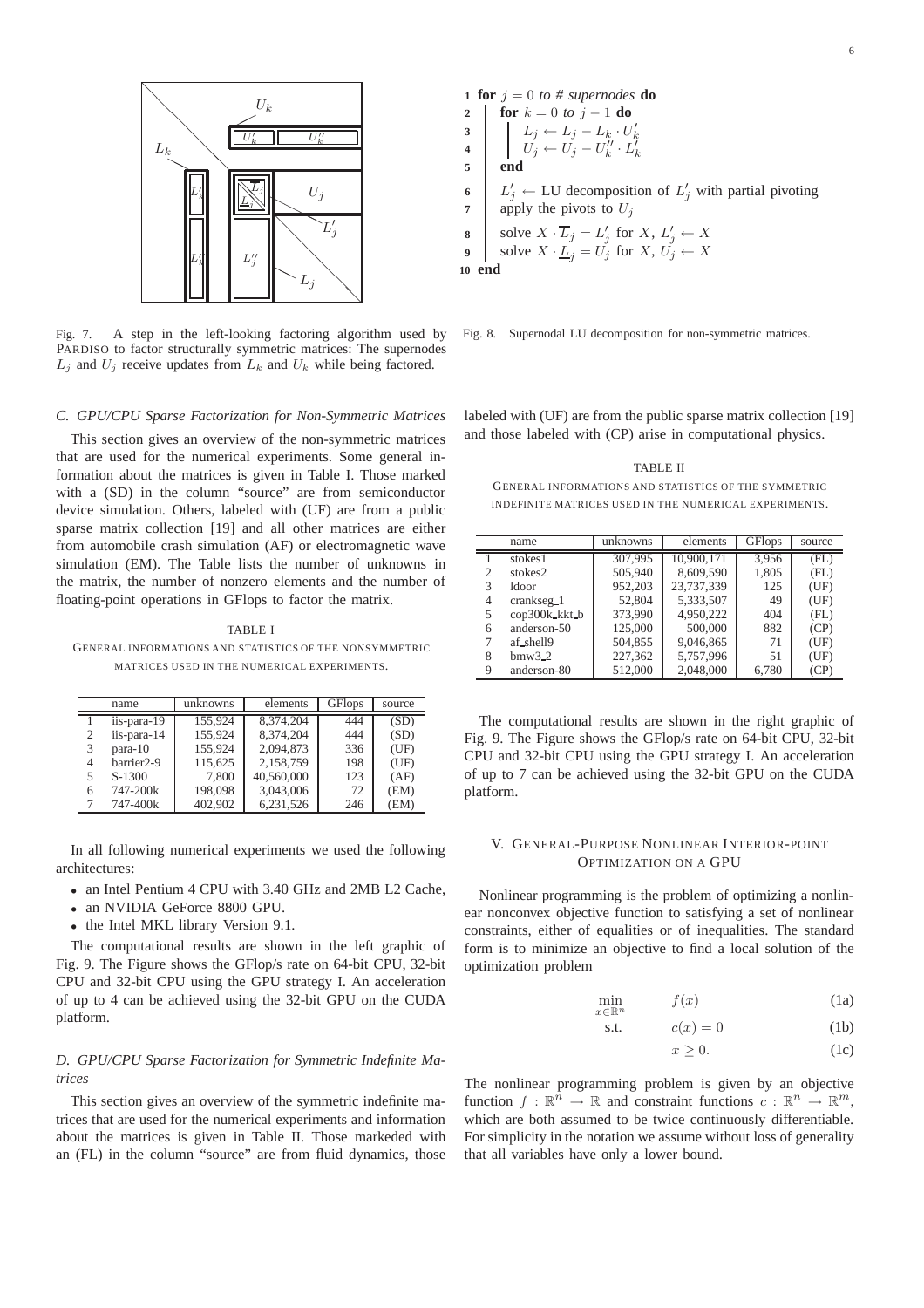Fig. 7. A step in the left-looking factoring algorithm used by PARDISO to factor structurally symmetric matrices: The supernodes $L_j$ and $U_j$ receive updates from $L_k$ and $U_k$ while being factored.

```
1  for j = 0 to # supernodes do
2      for k = 0 to j − 1 do
3          L_j ← L_j − L_k · U'_k
4          U_j ← U_j − U''_k · L'_k
5      end
6      L'_j ← LU decomposition of L'_j with partial pivoting
7      apply the pivots to U_j
8      solve X · L̄_j = L'_j for X, L'_j ← X
9      solve X · L_j = U_j for X, U_j ← X
10 end
```

Fig. 8. Supernodal LU decomposition for non-symmetric matrices.

### C. GPU/CPU Sparse Factorization for Non-Symmetric Matrices

This section gives an overview of the non-symmetric matrices that are used for the numerical experiments. Some general information about the matrices is given in Table I. Those marked with a (SD) in the column "source" are from semiconductor device simulation. Others, labeled with (UF) are from a public sparse matrix collection [19] and all other matrices are either from automobile crash simulation (AF) or electromagnetic wave simulation (EM). The Table lists the number of unknowns in the matrix, the number of nonzero elements and the number of floating-point operations in GFlops to factor the matrix.

TABLE I
GENERAL INFORMATIONS AND STATISTICS OF THE NONSYMMETRIC MATRICES USED IN THE NUMERICAL EXPERIMENTS.

| | name | unknowns | elements | GFlops | source |
|---|---|---|---|---|---|
| 1 | iis-para-19 | 155,924 | 8,374,204 | 444 | (SD) |
| 2 | iis-para-14 | 155,924 | 8,374,204 | 444 | (SD) |
| 3 | para-10 | 155,924 | 2,094,873 | 336 | (UF) |
| 4 | barrier2-9 | 115,625 | 2,158,759 | 198 | (UF) |
| 5 | S-1300 | 7,800 | 40,560,000 | 123 | (AF) |
| 6 | 747-200k | 198,098 | 3,043,006 | 72 | (EM) |
| 7 | 747-400k | 402,902 | 6,231,526 | 246 | (EM) |

In all following numerical experiments we used the following architectures:

- an Intel Pentium 4 CPU with 3.40 GHz and 2MB L2 Cache,
- an NVIDIA GeForce 8800 GPU.
- the Intel MKL library Version 9.1.

The computational results are shown in the left graphic of Fig. 9. The Figure shows the GFlop/s rate on 64-bit CPU, 32-bit CPU and 32-bit CPU using the GPU strategy I. An acceleration of up to 4 can be achieved using the 32-bit GPU on the CUDA platform.

### D. GPU/CPU Sparse Factorization for Symmetric Indefinite Matrices

This section gives an overview of the symmetric indefinite matrices that are used for the numerical experiments and information about the matrices is given in Table II. Those markeded with an (FL) in the column "source" are from fluid dynamics, those labeled with (UF) are from the public sparse matrix collection [19] and those labeled with (CP) arise in computational physics.

TABLE II
GENERAL INFORMATIONS AND STATISTICS OF THE SYMMETRIC INDEFINITE MATRICES USED IN THE NUMERICAL EXPERIMENTS.

| | name | unknowns | elements | GFlops | source |
|---|---|---|---|---|---|
| 1 | stokes1 | 307,995 | 10,900,171 | 3,956 | (FL) |
| 2 | stokes2 | 505,940 | 8,609,590 | 1,805 | (FL) |
| 3 | ldoor | 952,203 | 23,737,339 | 125 | (UF) |
| 4 | crankseg_1 | 52,804 | 5,333,507 | 49 | (UF) |
| 5 | cop300k_kkt_b | 373,990 | 4,950,222 | 404 | (FL) |
| 6 | anderson-50 | 125,000 | 500,000 | 882 | (CP) |
| 7 | af_shell9 | 504,855 | 9,046,865 | 71 | (UF) |
| 8 | bmw3_2 | 227,362 | 5,757,996 | 51 | (UF) |
| 9 | anderson-80 | 512,000 | 2,048,000 | 6,780 | (CP) |

The computational results are shown in the right graphic of Fig. 9. The Figure shows the GFlop/s rate on 64-bit CPU, 32-bit CPU and 32-bit CPU using the GPU strategy I. An acceleration of up to 7 can be achieved using the 32-bit GPU on the CUDA platform.

## V. GENERAL-PURPOSE NONLINEAR INTERIOR-POINT OPTIMIZATION ON A GPU

Nonlinear programming is the problem of optimizing a nonlinear nonconvex objective function to satisfying a set of nonlinear constraints, either of equalities or of inequalities. The standard form is to minimize an objective to find a local solution of the optimization problem

$$\min_{x \in \mathbb{R}^n} \quad f(x) \tag{1a}$$

$$\text{s.t.} \quad c(x) = 0 \tag{1b}$$

$$x \geq 0. \tag{1c}$$

The nonlinear programming problem is given by an objective function $f : \mathbb{R}^n \to \mathbb{R}$ and constraint functions $c : \mathbb{R}^n \to \mathbb{R}^m$, which are both assumed to be twice continuously differentiable. For simplicity in the notation we assume without loss of generality that all variables have only a lower bound.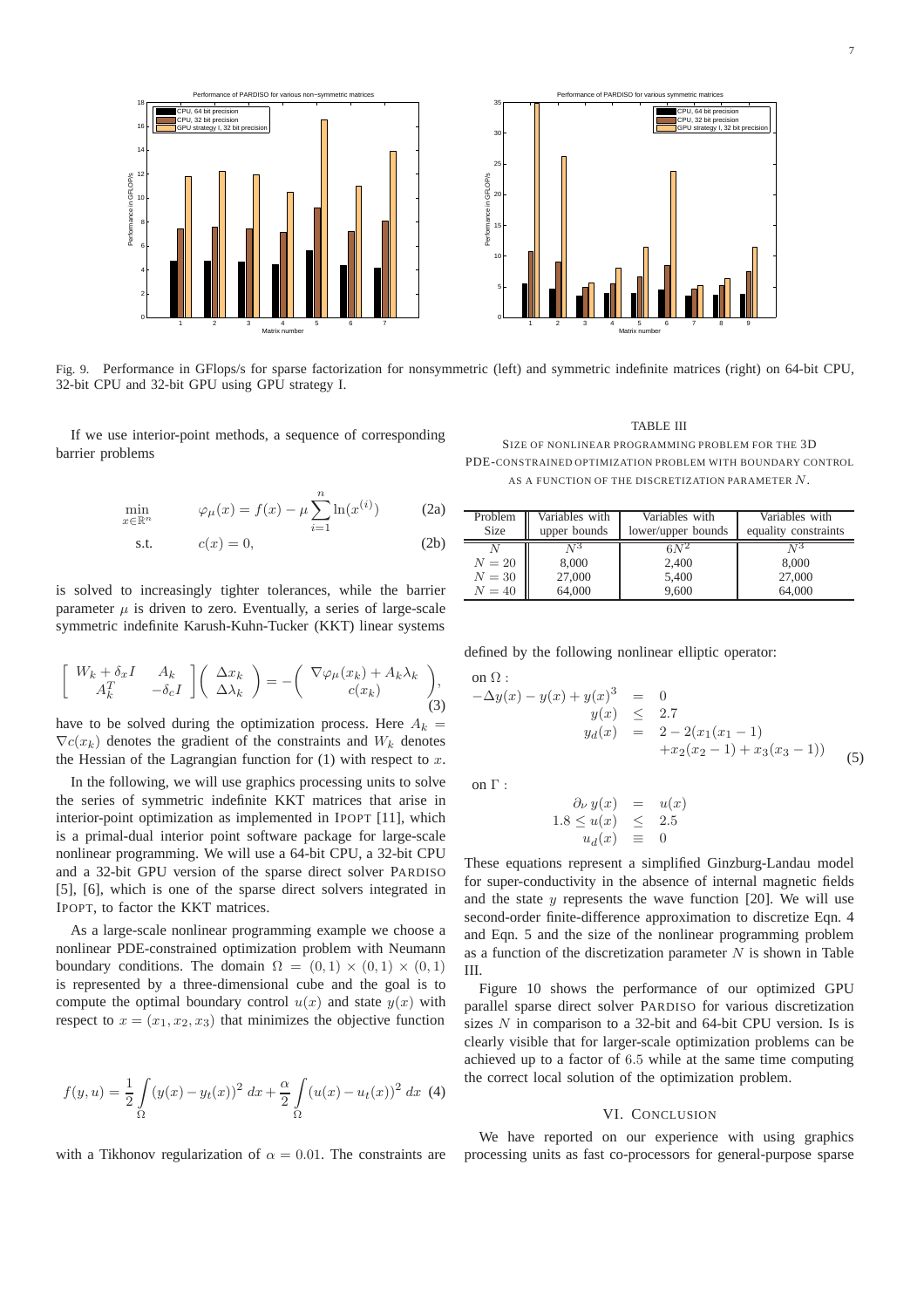Fig. 9. Performance in GFlops/s for sparse factorization for nonsymmetric (left) and symmetric indefinite matrices (right) on 64-bit CPU, 32-bit CPU and 32-bit GPU using GPU strategy I.

If we use interior-point methods, a sequence of corresponding barrier problems

$$\min_{x \in \mathbb{R}^n} \qquad \varphi_\mu(x) = f(x) - \mu \sum_{i=1}^{n} \ln(x^{(i)}) \tag{2a}$$

$$\text{s.t.} \qquad c(x) = 0, \tag{2b}$$

is solved to increasingly tighter tolerances, while the barrier parameter $\mu$ is driven to zero. Eventually, a series of large-scale symmetric indefinite Karush-Kuhn-Tucker (KKT) linear systems

$$\left[ \begin{array}{cc} W_k + \delta_x I & A_k \\ A_k^T & -\delta_c I \end{array} \right] \left( \begin{array}{c} \Delta x_k \\ \Delta \lambda_k \end{array} \right) = - \left( \begin{array}{c} \nabla \varphi_\mu(x_k) + A_k \lambda_k \\ c(x_k) \end{array} \right), \tag{3}$$

have to be solved during the optimization process. Here $A_k = \nabla c(x_k)$ denotes the gradient of the constraints and $W_k$ denotes the Hessian of the Lagrangian function for (1) with respect to $x$.

In the following, we will use graphics processing units to solve the series of symmetric indefinite KKT matrices that arise in interior-point optimization as implemented in IPOPT [11], which is a primal-dual interior point software package for large-scale nonlinear programming. We will use a 64-bit CPU, a 32-bit CPU and a 32-bit GPU version of the sparse direct solver PARDISO [5], [6], which is one of the sparse direct solvers integrated in IPOPT, to factor the KKT matrices.

As a large-scale nonlinear programming example we choose a nonlinear PDE-constrained optimization problem with Neumann boundary conditions. The domain $\Omega = (0,1) \times (0,1) \times (0,1)$ is represented by a three-dimensional cube and the goal is to compute the optimal boundary control $u(x)$ and state $y(x)$ with respect to $x = (x_1, x_2, x_3)$ that minimizes the objective function

$$f(y,u) = \frac{1}{2} \int_\Omega (y(x) - y_t(x))^2 \, dx + \frac{\alpha}{2} \int_\Omega (u(x) - u_t(x))^2 \, dx \tag{4}$$

with a Tikhonov regularization of $\alpha = 0.01$. The constraints are defined by the following nonlinear elliptic operator:

$$\begin{array}{l} \text{on } \Omega: \\ \begin{array}{rcl} -\Delta y(x) - y(x) + y(x)^3 & = & 0 \\ y(x) & \leq & 2.7 \\ y_d(x) & = & 2 - 2(x_1(x_1-1) \\ & & +x_2(x_2-1) + x_3(x_3-1)) \end{array} \end{array} \tag{5}$$

on $\Gamma$:

$$\begin{array}{rcl} \partial_\nu \, y(x) & = & u(x) \\ 1.8 \leq u(x) & \leq & 2.5 \\ u_d(x) & \equiv & 0 \end{array}$$

These equations represent a simplified Ginzburg-Landau model for super-conductivity in the absence of internal magnetic fields and the state $y$ represents the wave function [20]. We will use second-order finite-difference approximation to discretize Eqn. 4 and Eqn. 5 and the size of the nonlinear programming problem as a function of the discretization parameter $N$ is shown in Table III.

TABLE III
SIZE OF NONLINEAR PROGRAMMING PROBLEM FOR THE 3D PDE-CONSTRAINED OPTIMIZATION PROBLEM WITH BOUNDARY CONTROL AS A FUNCTION OF THE DISCRETIZATION PARAMETER $N$.

| Problem Size | Variables with upper bounds | Variables with lower/upper bounds | Variables with equality constraints |
|---|---|---|---|
| $N$ | $N^3$ | $6N^2$ | $N^3$ |
| $N = 20$ | 8,000 | 2,400 | 8,000 |
| $N = 30$ | 27,000 | 5,400 | 27,000 |
| $N = 40$ | 64,000 | 9,600 | 64,000 |

Figure 10 shows the performance of our optimized GPU parallel sparse direct solver PARDISO for various discretization sizes $N$ in comparison to a 32-bit and 64-bit CPU version. Is is clearly visible that for larger-scale optimization problems can be achieved up to a factor of 6.5 while at the same time computing the correct local solution of the optimization problem.

## VI. CONCLUSION

We have reported on our experience with using graphics processing units as fast co-processors for general-purpose sparse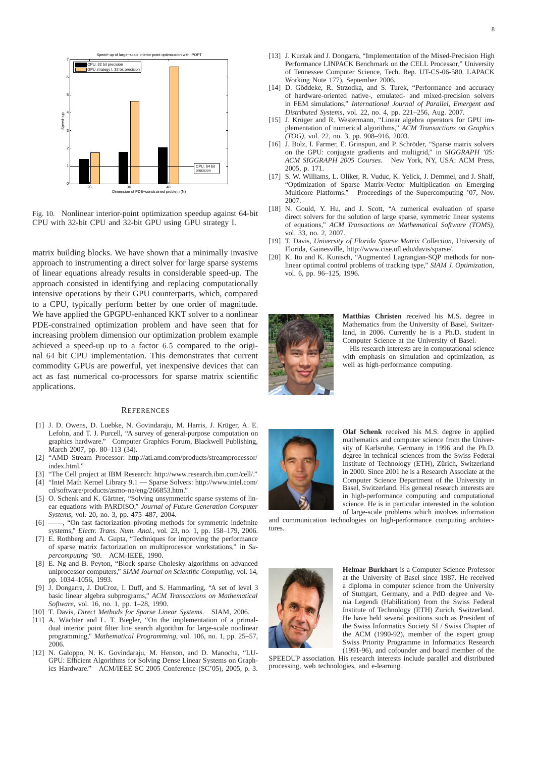Speed−up of large−scale interior point optimization with IPOPT

CPU, 32 bit precision

GPU strategy I, 32 bit precision

CPU, 64 bit precision

Speed−up

0
1
2
3
4
5
6
7

20
30
40

Dimension of PDE−constrained problem (N)

Fig. 10. Nonlinear interior-point optimization speedup against 64-bit CPU with 32-bit CPU and 32-bit GPU using GPU strategy I.

matrix building blocks. We have shown that a minimally invasive approach to instrumenting a direct solver for large sparse systems of linear equations already results in considerable speed-up. The approach consisted in identifying and replacing computationally intensive operations by their GPU counterparts, which, compared to a CPU, typically perform better by one order of magnitude. We have applied the GPGPU-enhanced KKT solver to a nonlinear PDE-constrained optimization problem and have seen that for increasing problem dimension our optimization problem example achieved a speed-up up to a factor 6.5 compared to the original 64 bit CPU implementation. This demonstrates that current commodity GPUs are powerful, yet inexpensive devices that can act as fast numerical co-processors for sparse matrix scientific applications.

## References

[1] J. D. Owens, D. Luebke, N. Govindaraju, M. Harris, J. Krüger, A. E. Lefohn, and T. J. Purcell, "A survey of general-purpose computation on graphics hardware." Computer Graphics Forum, Blackwell Publishing, March 2007, pp. 80–113 (34).

[2] "AMD Stream Processor: http://ati.amd.com/products/streamprocessor/index.html."

[3] "The Cell project at IBM Research: http://www.research.ibm.com/cell/."

[4] "Intel Math Kernel Library 9.1 — Sparse Solvers: http://www.intel.com/cd/software/products/asmo-na/eng/266853.htm."

[5] O. Schenk and K. Gärtner, "Solving unsymmetric sparse systems of linear equations with PARDISO," *Journal of Future Generation Computer Systems*, vol. 20, no. 3, pp. 475–487, 2004.

[6] ——, "On fast factorization pivoting methods for symmetric indefinite systems," *Electr. Trans. Num. Anal.*, vol. 23, no. 1, pp. 158–179, 2006.

[7] E. Rothberg and A. Gupta, "Techniques for improving the performance of sparse matrix factorization on multiprocessor workstations," in *Supercomputing '90*. ACM-IEEE, 1990.

[8] E. Ng and B. Peyton, "Block sparse Cholesky algorithms on advanced uniprocessor computers," *SIAM Journal on Scientific Computing*, vol. 14, pp. 1034–1056, 1993.

[9] J. Dongarra, J. DuCroz, I. Duff, and S. Hammarling, "A set of level 3 basic linear algebra subprograms," *ACM Transactions on Mathematical Software*, vol. 16, no. 1, pp. 1–28, 1990.

[10] T. Davis, *Direct Methods for Sparse Linear Systems*. SIAM, 2006.

[11] A. Wächter and L. T. Biegler, "On the implementation of a primal-dual interior point filter line search algorithm for large-scale nonlinear programming," *Mathematical Programming*, vol. 106, no. 1, pp. 25–57, 2006.

[12] N. Galoppo, N. K. Govindaraju, M. Henson, and D. Manocha, "LU-GPU: Efficient Algorithms for Solving Dense Linear Systems on Graphics Hardware." ACM/IEEE SC 2005 Conference (SC'05), 2005, p. 3.

[13] J. Kurzak and J. Dongarra, "Implementation of the Mixed-Precision High Performance LINPACK Benchmark on the CELL Processor," University of Tennessee Computer Science, Tech. Rep. UT-CS-06-580, LAPACK Working Note 177), September 2006.

[14] D. Göddeke, R. Strzodka, and S. Turek, "Performance and accuracy of hardware-oriented native-, emulated- and mixed-precision solvers in FEM simulations," *International Journal of Parallel, Emergent and Distributed Systems*, vol. 22, no. 4, pp. 221–256, Aug. 2007.

[15] J. Krüger and R. Westermann, "Linear algebra operators for GPU implementation of numerical algorithms," *ACM Transactions on Graphics (TOG)*, vol. 22, no. 3, pp. 908–916, 2003.

[16] J. Bolz, I. Farmer, E. Grinspun, and P. Schröder, "Sparse matrix solvers on the GPU: conjugate gradients and multigrid," in *SIGGRAPH '05: ACM SIGGRAPH 2005 Courses*. New York, NY, USA: ACM Press, 2005, p. 171.

[17] S. W. Williams, L. Oliker, R. Vuduc, K. Yelick, J. Demmel, and J. Shalf, "Optimization of Sparse Matrix-Vector Multiplication on Emerging Multicore Platforms." Proceedings of the Supercomputing '07, Nov. 2007.

[18] N. Gould, Y. Hu, and J. Scott, "A numerical evaluation of sparse direct solvers for the solution of large sparse, symmetric linear systems of equations," *ACM Transactions on Mathematical Software (TOMS)*, vol. 33, no. 2, 2007.

[19] T. Davis, *University of Florida Sparse Matrix Collection*, University of Florida, Gainesville, http://www.cise.ufl.edu/davis/sparse/.

[20] K. Ito and K. Kunisch, "Augmented Lagrangian-SQP methods for nonlinear optimal control problems of tracking type," *SIAM J. Optimization*, vol. 6, pp. 96–125, 1996.

**Matthias Christen** received his M.S. degree in Mathematics from the University of Basel, Switzerland, in 2006. Currently he is a Ph.D. student in Computer Science at the University of Basel.

His research interests are in computational science with emphasis on simulation and optimization, as well as high-performance computing.

**Olaf Schenk** received his M.S. degree in applied mathematics and computer science from the University of Karlsruhe, Germany in 1996 and the Ph.D. degree in technical sciences from the Swiss Federal Institute of Technology (ETH), Zürich, Switzerland in 2000. Since 2001 he is a Research Associate at the Computer Science Department of the University in Basel, Switzerland. His general research interests are in high-performance computing and computational science. He is in particular interested in the solution of large-scale problems which involves information and communication technologies on high-performance computing architectures.

**Helmar Burkhart** is a Computer Science Professor at the University of Basel since 1987. He received a diploma in computer science from the University of Stuttgart, Germany, and a PdD degree and Venia Legendi (Habilitation) from the Swiss Federal Institute of Technology (ETH) Zurich, Switzerland. He have held several positions such as President of the Swiss Informatics Society SI / Swiss Chapter of the ACM (1990-92), member of the expert group Swiss Priority Programme in Informatics Research (1991-96), and cofounder and board member of the SPEEDUP association. His research interests include parallel and distributed processing, web technologies, and e-learning.